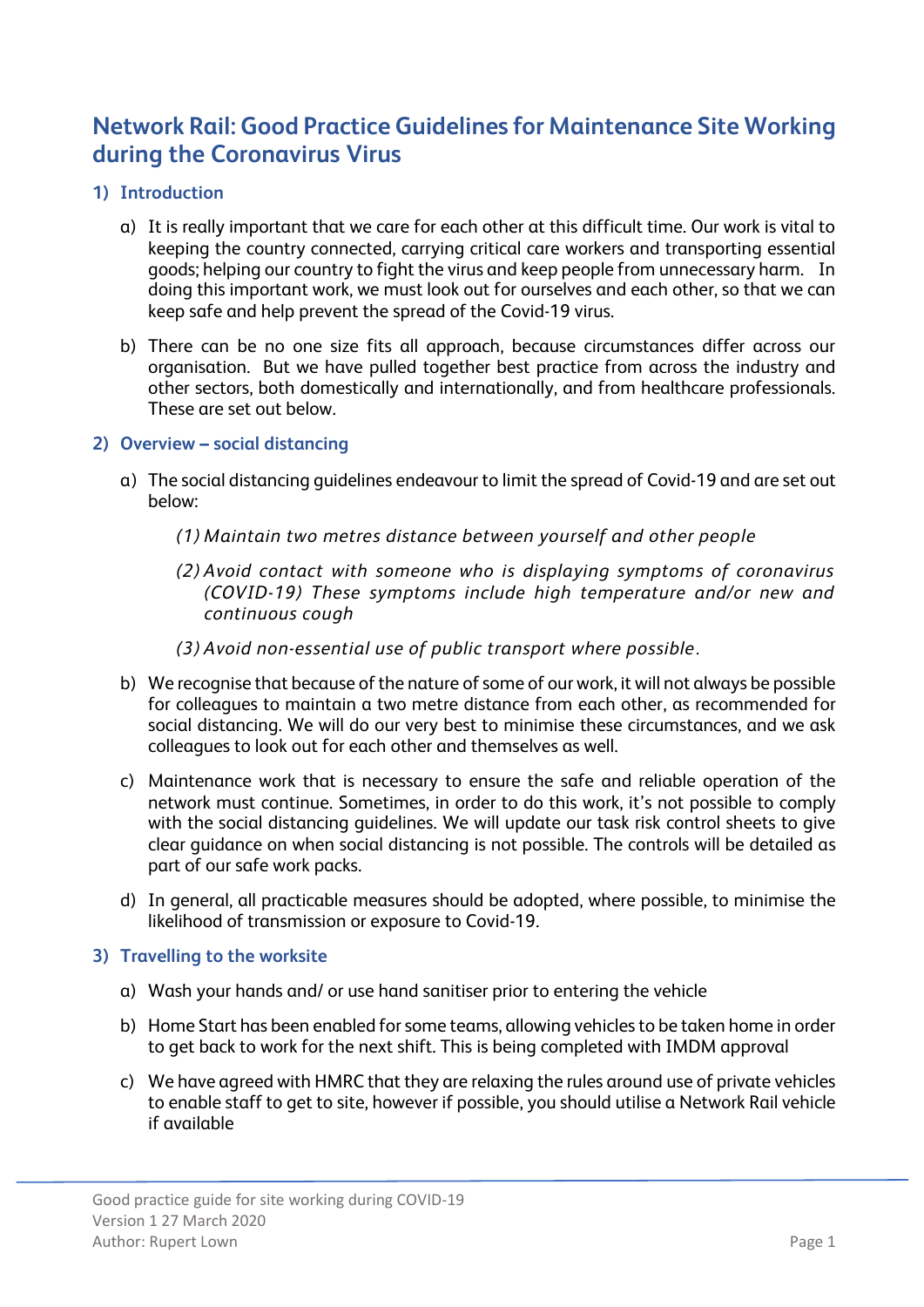# Network Rail: Good Practice Guidelines for Maintenance Site Working during the Coronavirus Virus

## 1) Introduction

a) It is really important that we care for each other at this difficult time. Our work is vital to keeping the country connected, carrying critical care workers and transporting essential goods; helping our country to fight the virus and keep people from unnecessary harm. In doing this important work, we must look out for ourselves and each other, so that we can keep safe and help prevent the spread of the Covid-19 virus.

b) There can be no one size fits all approach, because circumstances differ across our organisation. But we have pulled together best practice from across the industry and other sectors, both domestically and internationally, and from healthcare professionals. These are set out below.

## 2) Overview – social distancing

a) The social distancing guidelines endeavour to limit the spread of Covid-19 and are set out below:

*(1) Maintain two metres distance between yourself and other people*

*(2) Avoid contact with someone who is displaying symptoms of coronavirus (COVID-19) These symptoms include high temperature and/or new and continuous cough*

*(3) Avoid non-essential use of public transport where possible.*

b) We recognise that because of the nature of some of our work, it will not always be possible for colleagues to maintain a two metre distance from each other, as recommended for social distancing. We will do our very best to minimise these circumstances, and we ask colleagues to look out for each other and themselves as well.

c) Maintenance work that is necessary to ensure the safe and reliable operation of the network must continue. Sometimes, in order to do this work, it's not possible to comply with the social distancing guidelines. We will update our task risk control sheets to give clear guidance on when social distancing is not possible. The controls will be detailed as part of our safe work packs.

d) In general, all practicable measures should be adopted, where possible, to minimise the likelihood of transmission or exposure to Covid-19.

## 3) Travelling to the worksite

a) Wash your hands and/ or use hand sanitiser prior to entering the vehicle

b) Home Start has been enabled for some teams, allowing vehicles to be taken home in order to get back to work for the next shift. This is being completed with IMDM approval

c) We have agreed with HMRC that they are relaxing the rules around use of private vehicles to enable staff to get to site, however if possible, you should utilise a Network Rail vehicle if available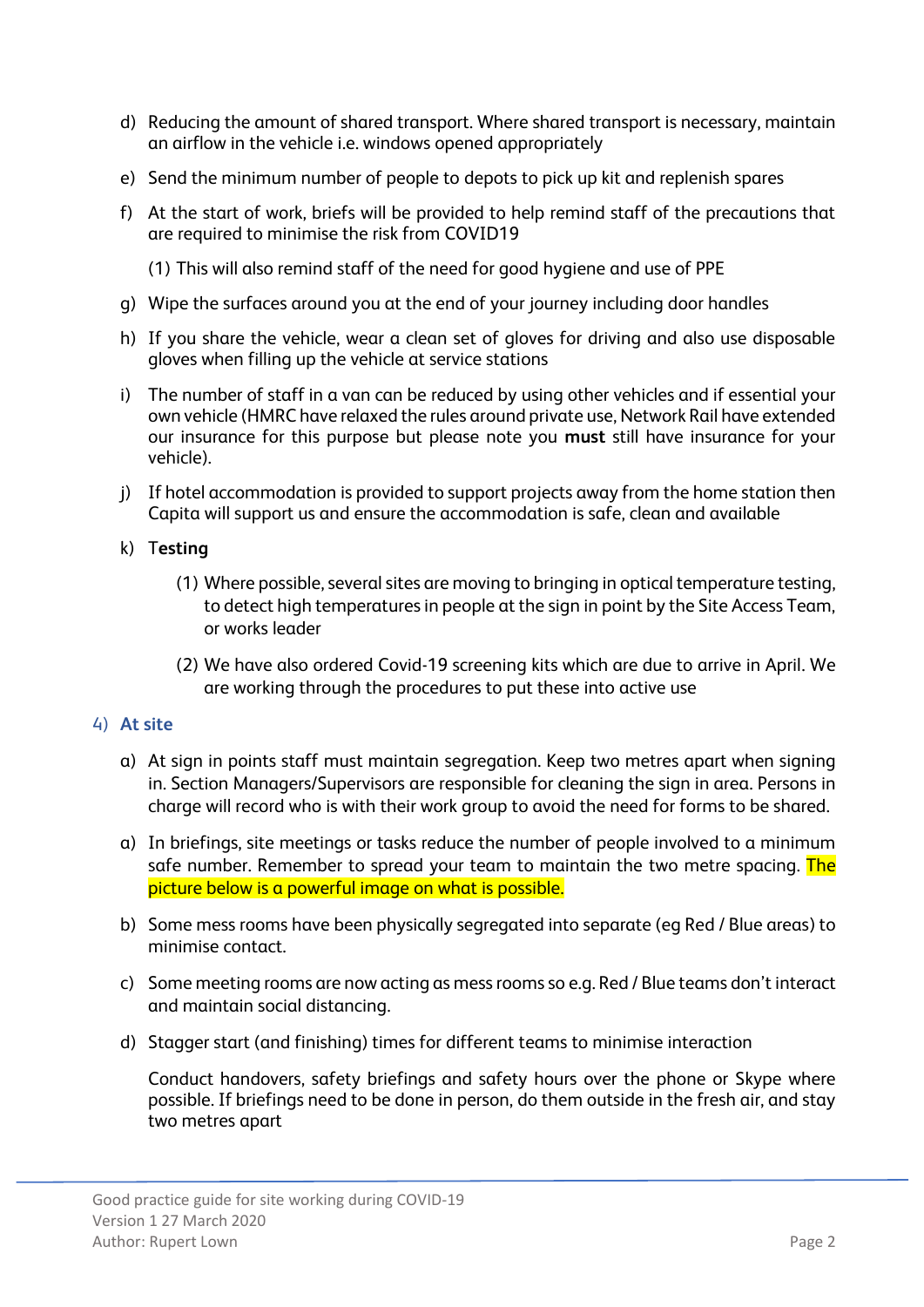d) Reducing the amount of shared transport. Where shared transport is necessary, maintain an airflow in the vehicle i.e. windows opened appropriately

e) Send the minimum number of people to depots to pick up kit and replenish spares

f) At the start of work, briefs will be provided to help remind staff of the precautions that are required to minimise the risk from COVID19

   (1) This will also remind staff of the need for good hygiene and use of PPE

g) Wipe the surfaces around you at the end of your journey including door handles

h) If you share the vehicle, wear a clean set of gloves for driving and also use disposable gloves when filling up the vehicle at service stations

i) The number of staff in a van can be reduced by using other vehicles and if essential your own vehicle (HMRC have relaxed the rules around private use, Network Rail have extended our insurance for this purpose but please note you **must** still have insurance for your vehicle).

j) If hotel accommodation is provided to support projects away from the home station then Capita will support us and ensure the accommodation is safe, clean and available

k) **Testing**

   (1) Where possible, several sites are moving to bringing in optical temperature testing, to detect high temperatures in people at the sign in point by the Site Access Team, or works leader

   (2) We have also ordered Covid-19 screening kits which are due to arrive in April. We are working through the procedures to put these into active use

## 4) At site

a) At sign in points staff must maintain segregation. Keep two metres apart when signing in. Section Managers/Supervisors are responsible for cleaning the sign in area. Persons in charge will record who is with their work group to avoid the need for forms to be shared.

a) In briefings, site meetings or tasks reduce the number of people involved to a minimum safe number. Remember to spread your team to maintain the two metre spacing. The picture below is a powerful image on what is possible.

b) Some mess rooms have been physically segregated into separate (eg Red / Blue areas) to minimise contact.

c) Some meeting rooms are now acting as mess rooms so e.g. Red / Blue teams don't interact and maintain social distancing.

d) Stagger start (and finishing) times for different teams to minimise interaction

   Conduct handovers, safety briefings and safety hours over the phone or Skype where possible. If briefings need to be done in person, do them outside in the fresh air, and stay two metres apart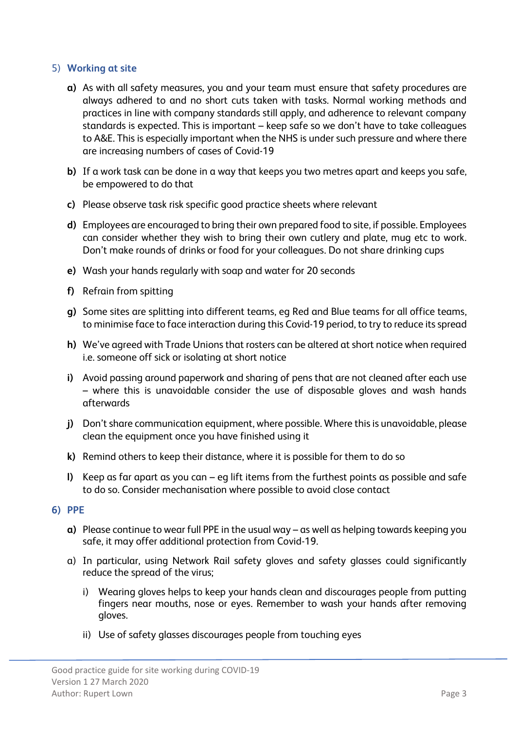## 5) Working at site

**a)** As with all safety measures, you and your team must ensure that safety procedures are always adhered to and no short cuts taken with tasks. Normal working methods and practices in line with company standards still apply, and adherence to relevant company standards is expected. This is important – keep safe so we don't have to take colleagues to A&E. This is especially important when the NHS is under such pressure and where there are increasing numbers of cases of Covid-19

**b)** If a work task can be done in a way that keeps you two metres apart and keeps you safe, be empowered to do that

**c)** Please observe task risk specific good practice sheets where relevant

**d)** Employees are encouraged to bring their own prepared food to site, if possible. Employees can consider whether they wish to bring their own cutlery and plate, mug etc to work. Don't make rounds of drinks or food for your colleagues. Do not share drinking cups

**e)** Wash your hands regularly with soap and water for 20 seconds

**f)** Refrain from spitting

**g)** Some sites are splitting into different teams, eg Red and Blue teams for all office teams, to minimise face to face interaction during this Covid-19 period, to try to reduce its spread

**h)** We've agreed with Trade Unions that rosters can be altered at short notice when required i.e. someone off sick or isolating at short notice

**i)** Avoid passing around paperwork and sharing of pens that are not cleaned after each use – where this is unavoidable consider the use of disposable gloves and wash hands afterwards

**j)** Don't share communication equipment, where possible. Where this is unavoidable, please clean the equipment once you have finished using it

**k)** Remind others to keep their distance, where it is possible for them to do so

**l)** Keep as far apart as you can – eg lift items from the furthest points as possible and safe to do so. Consider mechanisation where possible to avoid close contact

## 6) PPE

**a)** Please continue to wear full PPE in the usual way – as well as helping towards keeping you safe, it may offer additional protection from Covid-19.

a) In particular, using Network Rail safety gloves and safety glasses could significantly reduce the spread of the virus;

   i) Wearing gloves helps to keep your hands clean and discourages people from putting fingers near mouths, nose or eyes. Remember to wash your hands after removing gloves.

   ii) Use of safety glasses discourages people from touching eyes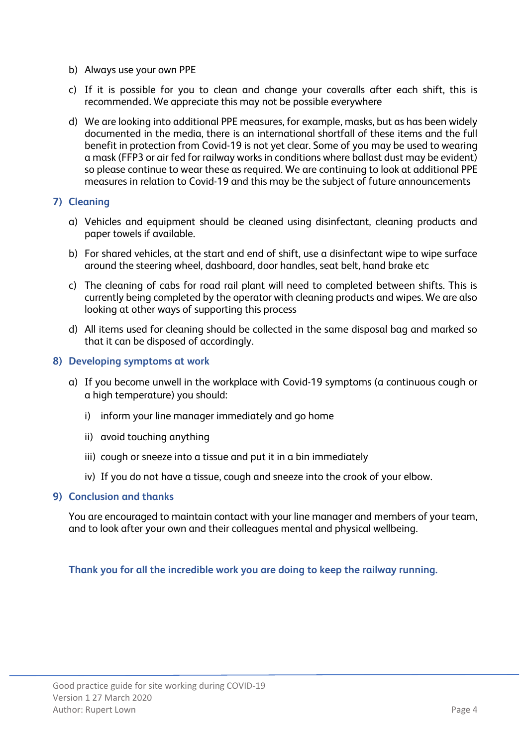b) Always use your own PPE

c) If it is possible for you to clean and change your coveralls after each shift, this is recommended. We appreciate this may not be possible everywhere

d) We are looking into additional PPE measures, for example, masks, but as has been widely documented in the media, there is an international shortfall of these items and the full benefit in protection from Covid-19 is not yet clear. Some of you may be used to wearing a mask (FFP3 or air fed for railway works in conditions where ballast dust may be evident) so please continue to wear these as required. We are continuing to look at additional PPE measures in relation to Covid-19 and this may be the subject of future announcements

## 7) Cleaning

a) Vehicles and equipment should be cleaned using disinfectant, cleaning products and paper towels if available.

b) For shared vehicles, at the start and end of shift, use a disinfectant wipe to wipe surface around the steering wheel, dashboard, door handles, seat belt, hand brake etc

c) The cleaning of cabs for road rail plant will need to completed between shifts. This is currently being completed by the operator with cleaning products and wipes. We are also looking at other ways of supporting this process

d) All items used for cleaning should be collected in the same disposal bag and marked so that it can be disposed of accordingly.

## 8) Developing symptoms at work

a) If you become unwell in the workplace with Covid-19 symptoms (a continuous cough or a high temperature) you should:

   i) inform your line manager immediately and go home

   ii) avoid touching anything

   iii) cough or sneeze into a tissue and put it in a bin immediately

   iv) If you do not have a tissue, cough and sneeze into the crook of your elbow.

## 9) Conclusion and thanks

You are encouraged to maintain contact with your line manager and members of your team, and to look after your own and their colleagues mental and physical wellbeing.

**Thank you for all the incredible work you are doing to keep the railway running.**

Good practice guide for site working during COVID-19
Version 1 27 March 2020
Author: Rupert Lown